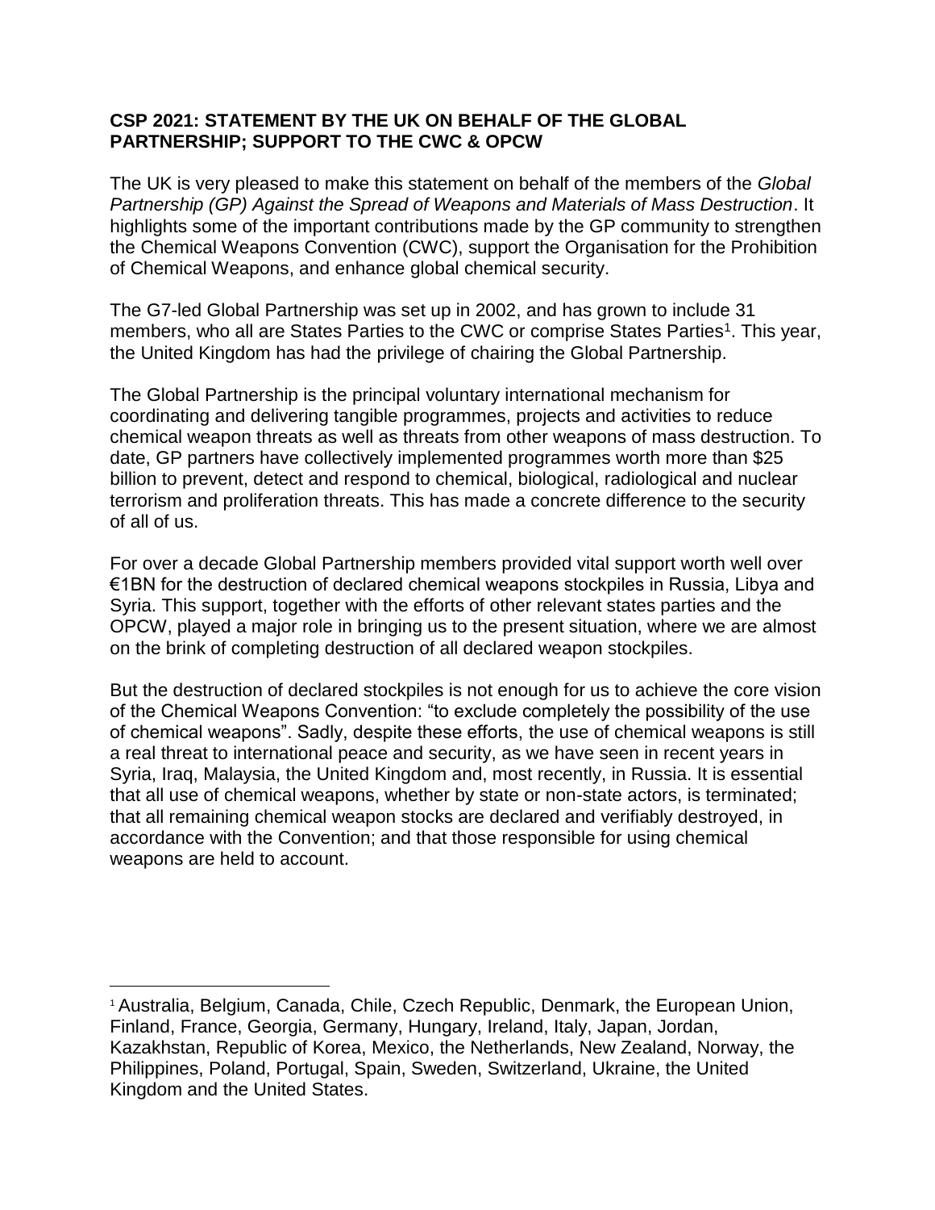**CSP 2021: STATEMENT BY THE UK ON BEHALF OF THE GLOBAL PARTNERSHIP; SUPPORT TO THE CWC & OPCW**

The UK is very pleased to make this statement on behalf of the members of the *Global Partnership (GP) Against the Spread of Weapons and Materials of Mass Destruction*. It highlights some of the important contributions made by the GP community to strengthen the Chemical Weapons Convention (CWC), support the Organisation for the Prohibition of Chemical Weapons, and enhance global chemical security.

The G7-led Global Partnership was set up in 2002, and has grown to include 31 members, who all are States Parties to the CWC or comprise States Parties[1]. This year, the United Kingdom has had the privilege of chairing the Global Partnership.

The Global Partnership is the principal voluntary international mechanism for coordinating and delivering tangible programmes, projects and activities to reduce chemical weapon threats as well as threats from other weapons of mass destruction. To date, GP partners have collectively implemented programmes worth more than $25 billion to prevent, detect and respond to chemical, biological, radiological and nuclear terrorism and proliferation threats. This has made a concrete difference to the security of all of us.

For over a decade Global Partnership members provided vital support worth well over €1BN for the destruction of declared chemical weapons stockpiles in Russia, Libya and Syria. This support, together with the efforts of other relevant states parties and the OPCW, played a major role in bringing us to the present situation, where we are almost on the brink of completing destruction of all declared weapon stockpiles.

But the destruction of declared stockpiles is not enough for us to achieve the core vision of the Chemical Weapons Convention: "to exclude completely the possibility of the use of chemical weapons". Sadly, despite these efforts, the use of chemical weapons is still a real threat to international peace and security, as we have seen in recent years in Syria, Iraq, Malaysia, the United Kingdom and, most recently, in Russia. It is essential that all use of chemical weapons, whether by state or non-state actors, is terminated; that all remaining chemical weapon stocks are declared and verifiably destroyed, in accordance with the Convention; and that those responsible for using chemical weapons are held to account.

---

[1] Australia, Belgium, Canada, Chile, Czech Republic, Denmark, the European Union, Finland, France, Georgia, Germany, Hungary, Ireland, Italy, Japan, Jordan, Kazakhstan, Republic of Korea, Mexico, the Netherlands, New Zealand, Norway, the Philippines, Poland, Portugal, Spain, Sweden, Switzerland, Ukraine, the United Kingdom and the United States.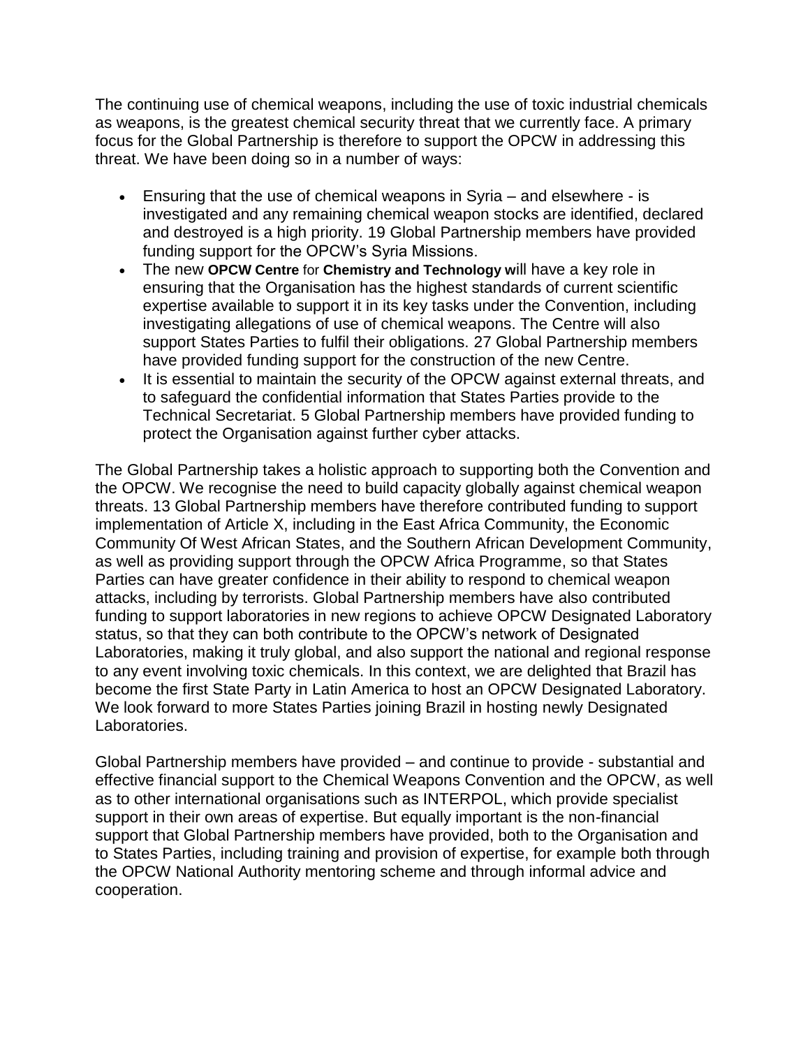The continuing use of chemical weapons, including the use of toxic industrial chemicals as weapons, is the greatest chemical security threat that we currently face. A primary focus for the Global Partnership is therefore to support the OPCW in addressing this threat. We have been doing so in a number of ways:

- Ensuring that the use of chemical weapons in Syria – and elsewhere - is investigated and any remaining chemical weapon stocks are identified, declared and destroyed is a high priority. 19 Global Partnership members have provided funding support for the OPCW's Syria Missions.
- The new **OPCW Centre** for **Chemistry and Technology** will have a key role in ensuring that the Organisation has the highest standards of current scientific expertise available to support it in its key tasks under the Convention, including investigating allegations of use of chemical weapons. The Centre will also support States Parties to fulfil their obligations. 27 Global Partnership members have provided funding support for the construction of the new Centre.
- It is essential to maintain the security of the OPCW against external threats, and to safeguard the confidential information that States Parties provide to the Technical Secretariat. 5 Global Partnership members have provided funding to protect the Organisation against further cyber attacks.

The Global Partnership takes a holistic approach to supporting both the Convention and the OPCW. We recognise the need to build capacity globally against chemical weapon threats. 13 Global Partnership members have therefore contributed funding to support implementation of Article X, including in the East Africa Community, the Economic Community Of West African States, and the Southern African Development Community, as well as providing support through the OPCW Africa Programme, so that States Parties can have greater confidence in their ability to respond to chemical weapon attacks, including by terrorists. Global Partnership members have also contributed funding to support laboratories in new regions to achieve OPCW Designated Laboratory status, so that they can both contribute to the OPCW's network of Designated Laboratories, making it truly global, and also support the national and regional response to any event involving toxic chemicals. In this context, we are delighted that Brazil has become the first State Party in Latin America to host an OPCW Designated Laboratory. We look forward to more States Parties joining Brazil in hosting newly Designated Laboratories.

Global Partnership members have provided – and continue to provide - substantial and effective financial support to the Chemical Weapons Convention and the OPCW, as well as to other international organisations such as INTERPOL, which provide specialist support in their own areas of expertise. But equally important is the non-financial support that Global Partnership members have provided, both to the Organisation and to States Parties, including training and provision of expertise, for example both through the OPCW National Authority mentoring scheme and through informal advice and cooperation.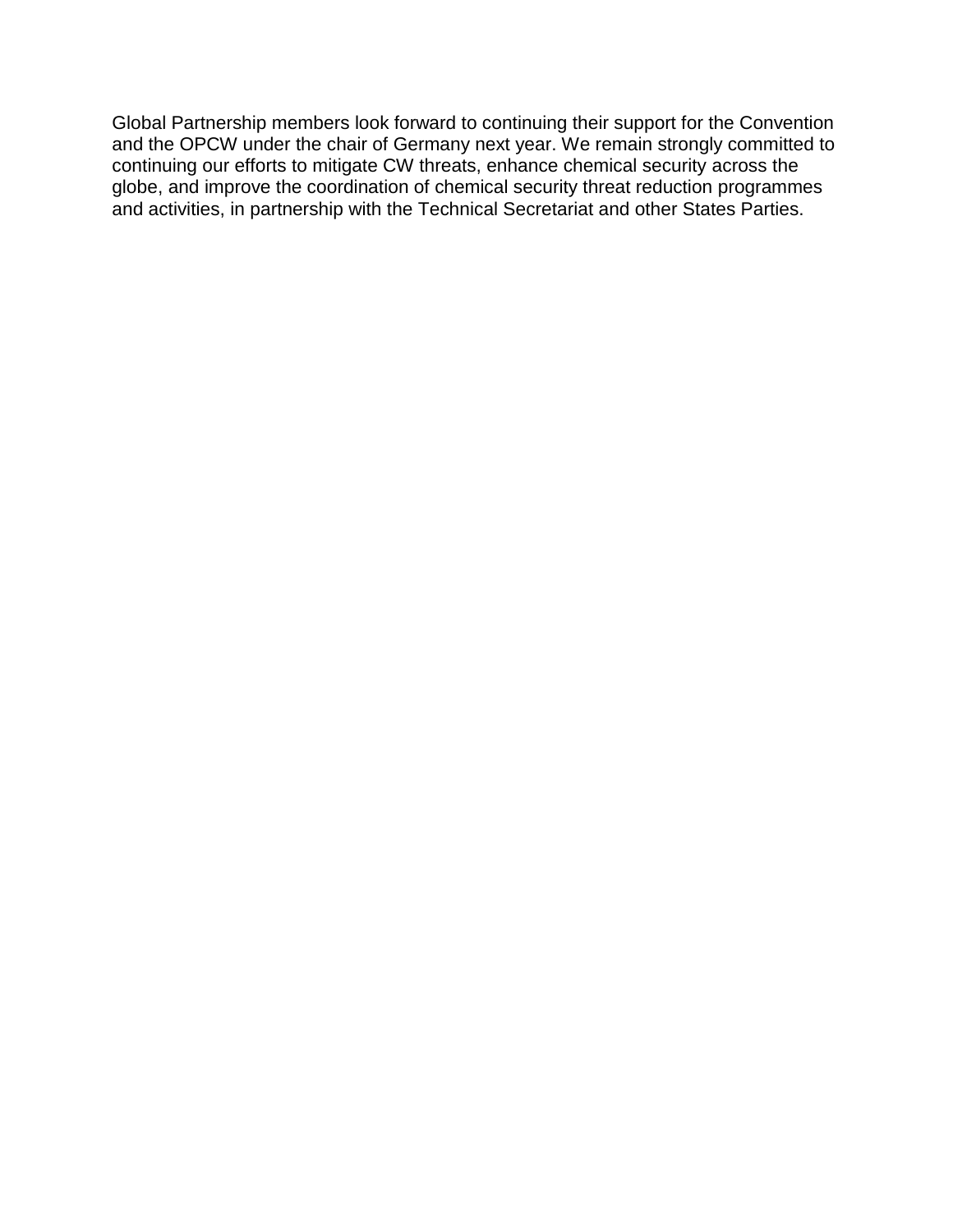Global Partnership members look forward to continuing their support for the Convention and the OPCW under the chair of Germany next year. We remain strongly committed to continuing our efforts to mitigate CW threats, enhance chemical security across the globe, and improve the coordination of chemical security threat reduction programmes and activities, in partnership with the Technical Secretariat and other States Parties.